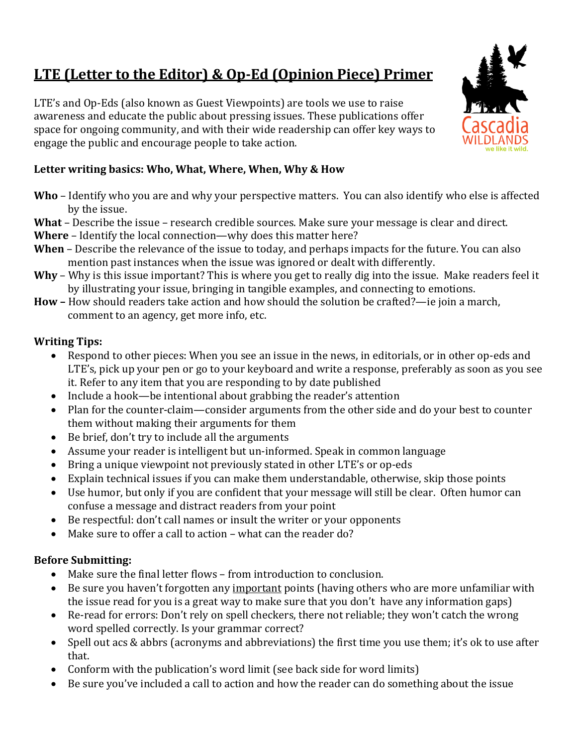# LTE (Letter to the Editor) & Op-Ed (Opinion Piece) Primer

LTE's and Op-Eds (also known as Guest Viewpoints) are tools we use to raise awareness and educate the public about pressing issues. These publications offer space for ongoing community, and with their wide readership can offer key ways to engage the public and encourage people to take action.

**Letter writing basics: Who, What, Where, When, Why & How**

**Who** – Identify who you are and why your perspective matters. You can also identify who else is affected by the issue.

**What** – Describe the issue – research credible sources. Make sure your message is clear and direct.

**Where** – Identify the local connection—why does this matter here?

**When** – Describe the relevance of the issue to today, and perhaps impacts for the future. You can also mention past instances when the issue was ignored or dealt with differently.

**Why** – Why is this issue important? This is where you get to really dig into the issue. Make readers feel it by illustrating your issue, bringing in tangible examples, and connecting to emotions.

**How –** How should readers take action and how should the solution be crafted?—ie join a march, comment to an agency, get more info, etc.

**Writing Tips:**

- Respond to other pieces: When you see an issue in the news, in editorials, or in other op-eds and LTE's, pick up your pen or go to your keyboard and write a response, preferably as soon as you see it. Refer to any item that you are responding to by date published
- Include a hook—be intentional about grabbing the reader's attention
- Plan for the counter-claim—consider arguments from the other side and do your best to counter them without making their arguments for them
- Be brief, don't try to include all the arguments
- Assume your reader is intelligent but un-informed. Speak in common language
- Bring a unique viewpoint not previously stated in other LTE's or op-eds
- Explain technical issues if you can make them understandable, otherwise, skip those points
- Use humor, but only if you are confident that your message will still be clear. Often humor can confuse a message and distract readers from your point
- Be respectful: don't call names or insult the writer or your opponents
- Make sure to offer a call to action – what can the reader do?

**Before Submitting:**

- Make sure the final letter flows – from introduction to conclusion.
- Be sure you haven't forgotten any important points (having others who are more unfamiliar with the issue read for you is a great way to make sure that you don't have any information gaps)
- Re-read for errors: Don't rely on spell checkers, there not reliable; they won't catch the wrong word spelled correctly. Is your grammar correct?
- Spell out acs & abbrs (acronyms and abbreviations) the first time you use them; it's ok to use after that.
- Conform with the publication's word limit (see back side for word limits)
- Be sure you've included a call to action and how the reader can do something about the issue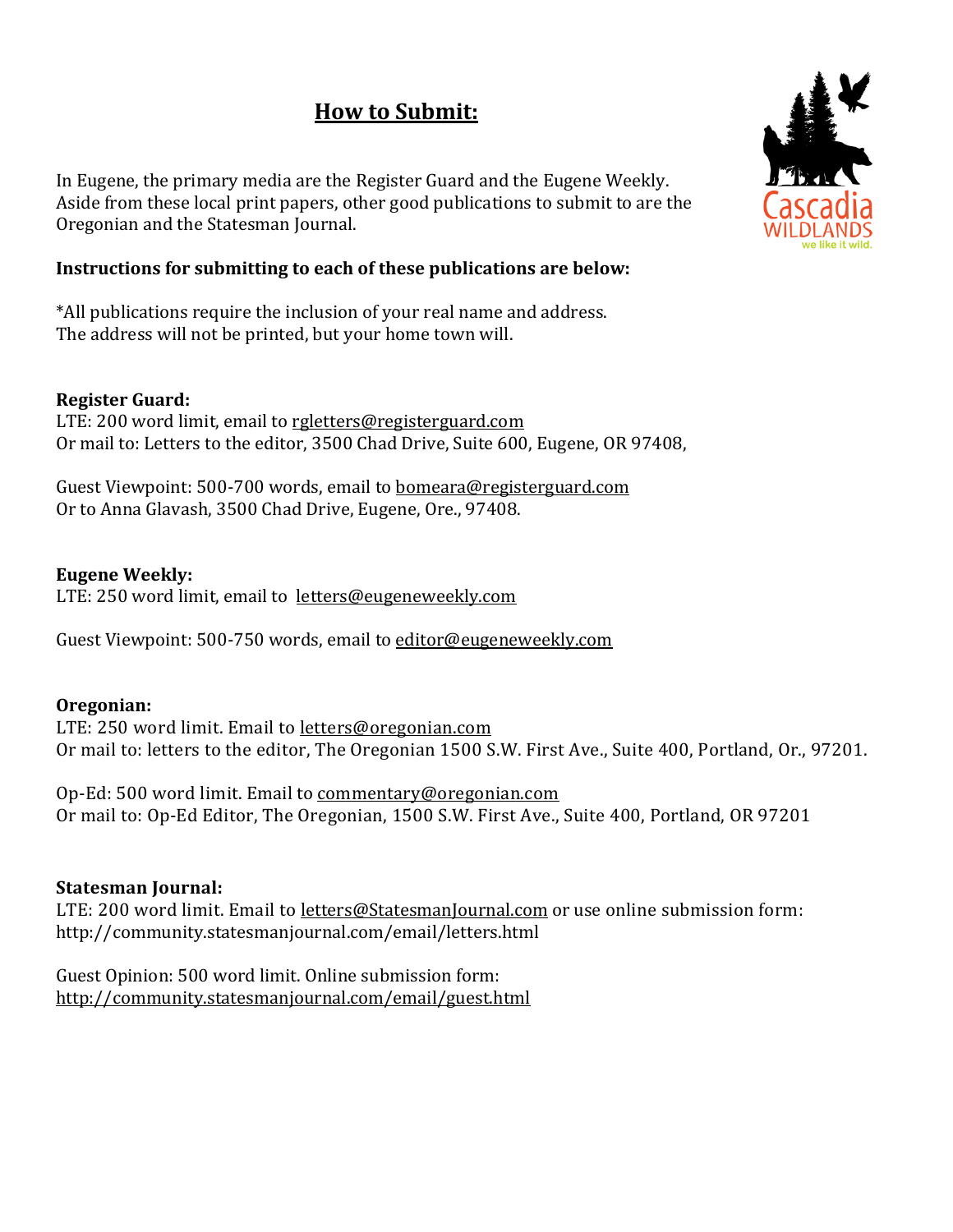# How to Submit:

In Eugene, the primary media are the Register Guard and the Eugene Weekly. Aside from these local print papers, other good publications to submit to are the Oregonian and the Statesman Journal.

**Instructions for submitting to each of these publications are below:**

*All publications require the inclusion of your real name and address. The address will not be printed, but your home town will.

**Register Guard:**
LTE: 200 word limit, email to rgletters@registerguard.com
Or mail to: Letters to the editor, 3500 Chad Drive, Suite 600, Eugene, OR 97408,

Guest Viewpoint: 500-700 words, email to bomeara@registerguard.com
Or to Anna Glavash, 3500 Chad Drive, Eugene, Ore., 97408.

**Eugene Weekly:**
LTE: 250 word limit, email to letters@eugeneweekly.com

Guest Viewpoint: 500-750 words, email to editor@eugeneweekly.com

**Oregonian:**
LTE: 250 word limit. Email to letters@oregonian.com
Or mail to: letters to the editor, The Oregonian 1500 S.W. First Ave., Suite 400, Portland, Or., 97201.

Op-Ed: 500 word limit. Email to commentary@oregonian.com
Or mail to: Op-Ed Editor, The Oregonian, 1500 S.W. First Ave., Suite 400, Portland, OR 97201

**Statesman Journal:**
LTE: 200 word limit. Email to letters@StatesmanJournal.com or use online submission form: http://community.statesmanjournal.com/email/letters.html

Guest Opinion: 500 word limit. Online submission form: http://community.statesmanjournal.com/email/guest.html